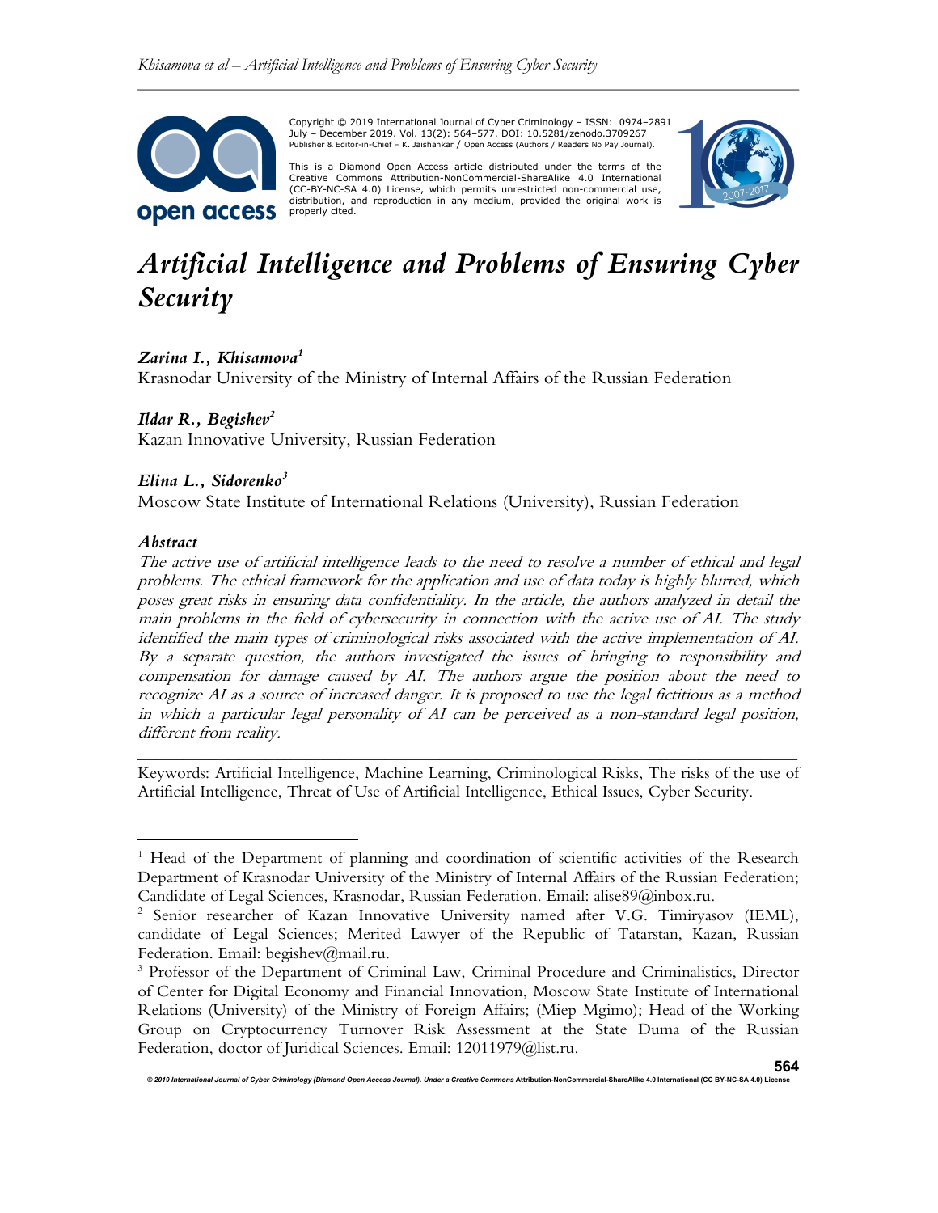Copyright © 2019 International Journal of Cyber Criminology – ISSN: 0974–2891 July – December 2019. Vol. 13(2): 564–577. DOI: 10.5281/zenodo.3709267
Publisher & Editor-in-Chief – K. Jaishankar / Open Access (Authors / Readers No Pay Journal).

This is a Diamond Open Access article distributed under the terms of the Creative Commons Attribution-NonCommercial-ShareAlike 4.0 International (CC-BY-NC-SA 4.0) License, which permits unrestricted non-commercial use, distribution, and reproduction in any medium, provided the original work is properly cited.

# *Artificial Intelligence and Problems of Ensuring Cyber Security*

***Zarina I., Khisamova*[1]**
Krasnodar University of the Ministry of Internal Affairs of the Russian Federation

***Ildar R., Begishev*[2]**
Kazan Innovative University, Russian Federation

***Elina L., Sidorenko*[3]**
Moscow State Institute of International Relations (University), Russian Federation

### *Abstract*

*The active use of artificial intelligence leads to the need to resolve a number of ethical and legal problems. The ethical framework for the application and use of data today is highly blurred, which poses great risks in ensuring data confidentiality. In the article, the authors analyzed in detail the main problems in the field of cybersecurity in connection with the active use of AI. The study identified the main types of criminological risks associated with the active implementation of AI. By a separate question, the authors investigated the issues of bringing to responsibility and compensation for damage caused by AI. The authors argue the position about the need to recognize AI as a source of increased danger. It is proposed to use the legal fictitious as a method in which a particular legal personality of AI can be perceived as a non-standard legal position, different from reality.*

---

Keywords: Artificial Intelligence, Machine Learning, Criminological Risks, The risks of the use of Artificial Intelligence, Threat of Use of Artificial Intelligence, Ethical Issues, Cyber Security.

---

[1] Head of the Department of planning and coordination of scientific activities of the Research Department of Krasnodar University of the Ministry of Internal Affairs of the Russian Federation; Candidate of Legal Sciences, Krasnodar, Russian Federation. Email: alise89@inbox.ru.

[2] Senior researcher of Kazan Innovative University named after V.G. Timiryasov (IEML), candidate of Legal Sciences; Merited Lawyer of the Republic of Tatarstan, Kazan, Russian Federation. Email: begishev@mail.ru.

[3] Professor of the Department of Criminal Law, Criminal Procedure and Criminalistics, Director of Center for Digital Economy and Financial Innovation, Moscow State Institute of International Relations (University) of the Ministry of Foreign Affairs; (Miep Mgimo); Head of the Working Group on Cryptocurrency Turnover Risk Assessment at the State Duma of the Russian Federation, doctor of Juridical Sciences. Email: 12011979@list.ru.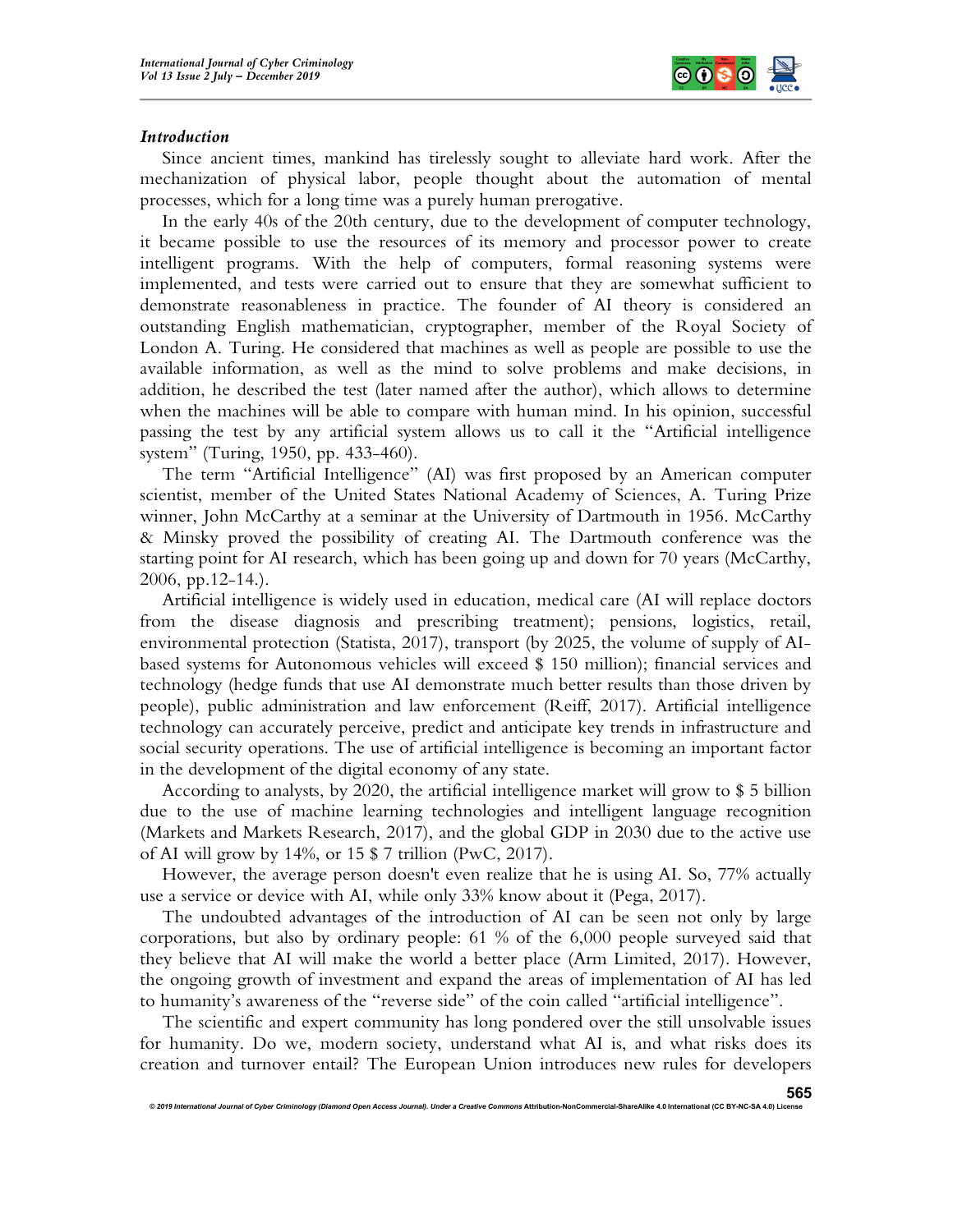## *Introduction*

Since ancient times, mankind has tirelessly sought to alleviate hard work. After the mechanization of physical labor, people thought about the automation of mental processes, which for a long time was a purely human prerogative.

In the early 40s of the 20th century, due to the development of computer technology, it became possible to use the resources of its memory and processor power to create intelligent programs. With the help of computers, formal reasoning systems were implemented, and tests were carried out to ensure that they are somewhat sufficient to demonstrate reasonableness in practice. The founder of AI theory is considered an outstanding English mathematician, cryptographer, member of the Royal Society of London A. Turing. He considered that machines as well as people are possible to use the available information, as well as the mind to solve problems and make decisions, in addition, he described the test (later named after the author), which allows to determine when the machines will be able to compare with human mind. In his opinion, successful passing the test by any artificial system allows us to call it the "Artificial intelligence system" (Turing, 1950, pp. 433-460).

The term "Artificial Intelligence" (AI) was first proposed by an American computer scientist, member of the United States National Academy of Sciences, A. Turing Prize winner, John McCarthy at a seminar at the University of Dartmouth in 1956. McCarthy & Minsky proved the possibility of creating AI. The Dartmouth conference was the starting point for AI research, which has been going up and down for 70 years (McCarthy, 2006, pp.12-14.).

Artificial intelligence is widely used in education, medical care (AI will replace doctors from the disease diagnosis and prescribing treatment); pensions, logistics, retail, environmental protection (Statista, 2017), transport (by 2025, the volume of supply of AI-based systems for Autonomous vehicles will exceed $ 150 million); financial services and technology (hedge funds that use AI demonstrate much better results than those driven by people), public administration and law enforcement (Reiff, 2017). Artificial intelligence technology can accurately perceive, predict and anticipate key trends in infrastructure and social security operations. The use of artificial intelligence is becoming an important factor in the development of the digital economy of any state.

According to analysts, by 2020, the artificial intelligence market will grow to $ 5 billion due to the use of machine learning technologies and intelligent language recognition (Markets and Markets Research, 2017), and the global GDP in 2030 due to the active use of AI will grow by 14%, or 15 $ 7 trillion (PwC, 2017).

However, the average person doesn't even realize that he is using AI. So, 77% actually use a service or device with AI, while only 33% know about it (Pega, 2017).

The undoubted advantages of the introduction of AI can be seen not only by large corporations, but also by ordinary people: 61 % of the 6,000 people surveyed said that they believe that AI will make the world a better place (Arm Limited, 2017). However, the ongoing growth of investment and expand the areas of implementation of AI has led to humanity's awareness of the "reverse side" of the coin called "artificial intelligence".

The scientific and expert community has long pondered over the still unsolvable issues for humanity. Do we, modern society, understand what AI is, and what risks does its creation and turnover entail? The European Union introduces new rules for developers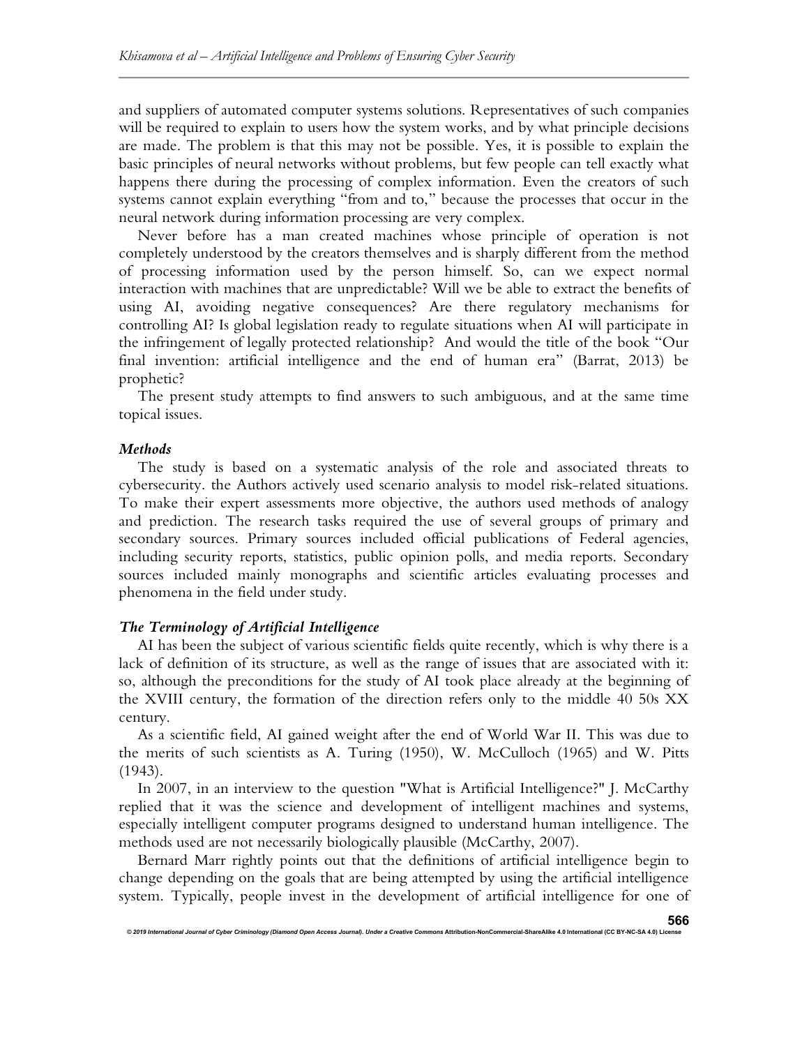and suppliers of automated computer systems solutions. Representatives of such companies will be required to explain to users how the system works, and by what principle decisions are made. The problem is that this may not be possible. Yes, it is possible to explain the basic principles of neural networks without problems, but few people can tell exactly what happens there during the processing of complex information. Even the creators of such systems cannot explain everything "from and to," because the processes that occur in the neural network during information processing are very complex.

Never before has a man created machines whose principle of operation is not completely understood by the creators themselves and is sharply different from the method of processing information used by the person himself. So, can we expect normal interaction with machines that are unpredictable? Will we be able to extract the benefits of using AI, avoiding negative consequences? Are there regulatory mechanisms for controlling AI? Is global legislation ready to regulate situations when AI will participate in the infringement of legally protected relationship? And would the title of the book "Our final invention: artificial intelligence and the end of human era" (Barrat, 2013) be prophetic?

The present study attempts to find answers to such ambiguous, and at the same time topical issues.

### *Methods*

The study is based on a systematic analysis of the role and associated threats to cybersecurity. the Authors actively used scenario analysis to model risk-related situations. To make their expert assessments more objective, the authors used methods of analogy and prediction. The research tasks required the use of several groups of primary and secondary sources. Primary sources included official publications of Federal agencies, including security reports, statistics, public opinion polls, and media reports. Secondary sources included mainly monographs and scientific articles evaluating processes and phenomena in the field under study.

### *The Terminology of Artificial Intelligence*

AI has been the subject of various scientific fields quite recently, which is why there is a lack of definition of its structure, as well as the range of issues that are associated with it: so, although the preconditions for the study of AI took place already at the beginning of the XVIII century, the formation of the direction refers only to the middle 40 50s XX century.

As a scientific field, AI gained weight after the end of World War II. This was due to the merits of such scientists as A. Turing (1950), W. McCulloch (1965) and W. Pitts (1943).

In 2007, in an interview to the question "What is Artificial Intelligence?" J. McCarthy replied that it was the science and development of intelligent machines and systems, especially intelligent computer programs designed to understand human intelligence. The methods used are not necessarily biologically plausible (McCarthy, 2007).

Bernard Marr rightly points out that the definitions of artificial intelligence begin to change depending on the goals that are being attempted by using the artificial intelligence system. Typically, people invest in the development of artificial intelligence for one of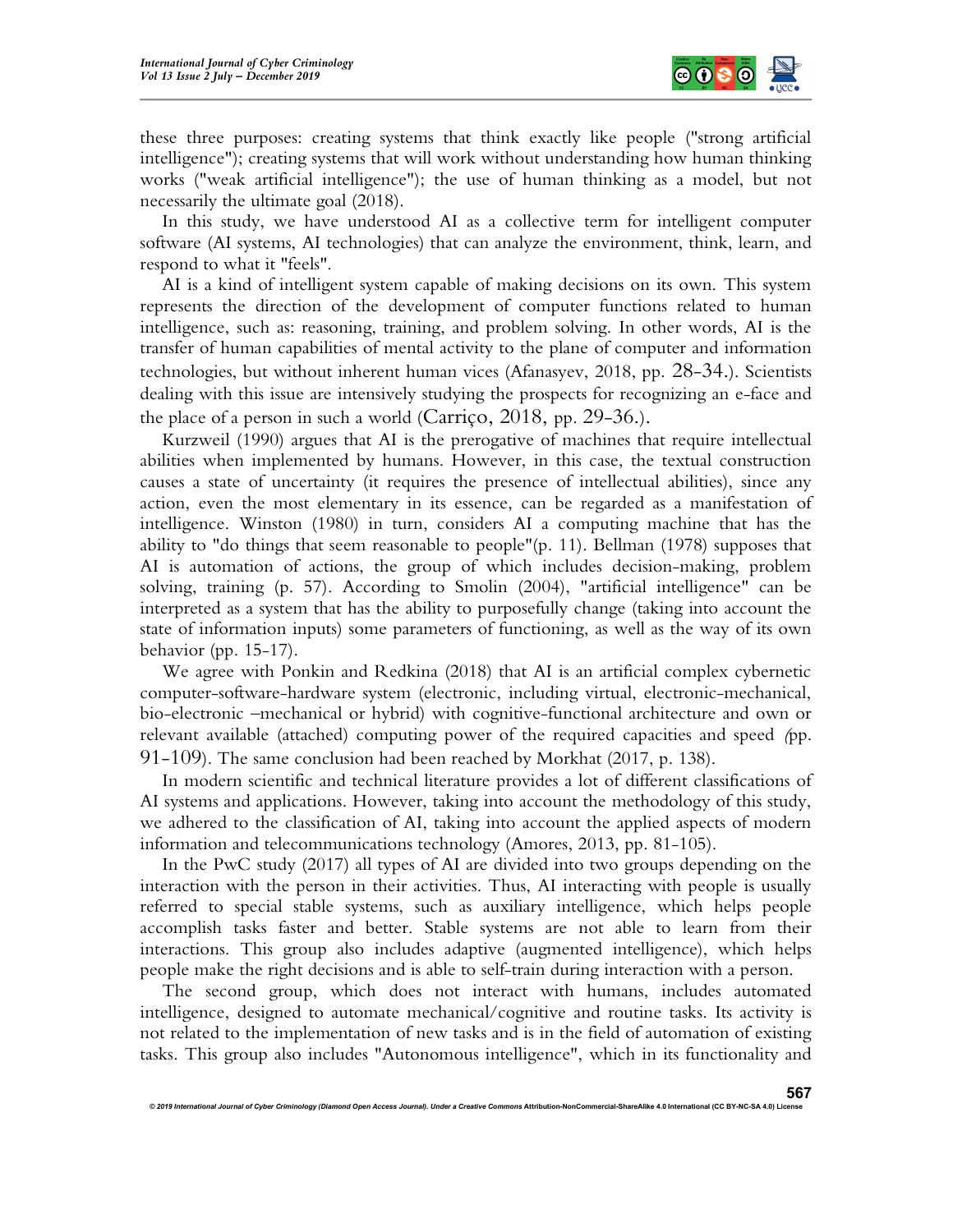these three purposes: creating systems that think exactly like people ("strong artificial intelligence"); creating systems that will work without understanding how human thinking works ("weak artificial intelligence"); the use of human thinking as a model, but not necessarily the ultimate goal (2018).

In this study, we have understood AI as a collective term for intelligent computer software (AI systems, AI technologies) that can analyze the environment, think, learn, and respond to what it "feels".

AI is a kind of intelligent system capable of making decisions on its own. This system represents the direction of the development of computer functions related to human intelligence, such as: reasoning, training, and problem solving. In other words, AI is the transfer of human capabilities of mental activity to the plane of computer and information technologies, but without inherent human vices (Afanasyev, 2018, pp. 28-34.). Scientists dealing with this issue are intensively studying the prospects for recognizing an e-face and the place of a person in such a world (Carriço, 2018, pp. 29-36.).

Kurzweil (1990) argues that AI is the prerogative of machines that require intellectual abilities when implemented by humans. However, in this case, the textual construction causes a state of uncertainty (it requires the presence of intellectual abilities), since any action, even the most elementary in its essence, can be regarded as a manifestation of intelligence. Winston (1980) in turn, considers AI a computing machine that has the ability to "do things that seem reasonable to people"(p. 11). Bellman (1978) supposes that AI is automation of actions, the group of which includes decision-making, problem solving, training (p. 57). According to Smolin (2004), "artificial intelligence" can be interpreted as a system that has the ability to purposefully change (taking into account the state of information inputs) some parameters of functioning, as well as the way of its own behavior (pp. 15-17).

We agree with Ponkin and Redkina (2018) that AI is an artificial complex cybernetic computer-software-hardware system (electronic, including virtual, electronic-mechanical, bio-electronic –mechanical or hybrid) with cognitive-functional architecture and own or relevant available (attached) computing power of the required capacities and speed (pp. 91-109). The same conclusion had been reached by Morkhat (2017, p. 138).

In modern scientific and technical literature provides a lot of different classifications of AI systems and applications. However, taking into account the methodology of this study, we adhered to the classification of AI, taking into account the applied aspects of modern information and telecommunications technology (Amores, 2013, pp. 81-105).

In the PwC study (2017) all types of AI are divided into two groups depending on the interaction with the person in their activities. Thus, AI interacting with people is usually referred to special stable systems, such as auxiliary intelligence, which helps people accomplish tasks faster and better. Stable systems are not able to learn from their interactions. This group also includes adaptive (augmented intelligence), which helps people make the right decisions and is able to self-train during interaction with a person.

The second group, which does not interact with humans, includes automated intelligence, designed to automate mechanical/cognitive and routine tasks. Its activity is not related to the implementation of new tasks and is in the field of automation of existing tasks. This group also includes "Autonomous intelligence", which in its functionality and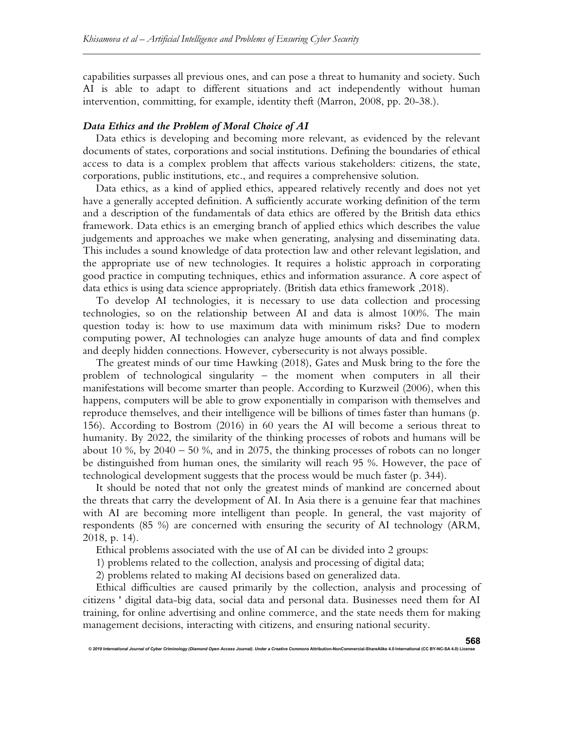capabilities surpasses all previous ones, and can pose a threat to humanity and society. Such AI is able to adapt to different situations and act independently without human intervention, committing, for example, identity theft (Marron, 2008, pp. 20-38.).

### *Data Ethics and the Problem of Moral Choice of AI*

Data ethics is developing and becoming more relevant, as evidenced by the relevant documents of states, corporations and social institutions. Defining the boundaries of ethical access to data is a complex problem that affects various stakeholders: citizens, the state, corporations, public institutions, etc., and requires a comprehensive solution.

Data ethics, as a kind of applied ethics, appeared relatively recently and does not yet have a generally accepted definition. A sufficiently accurate working definition of the term and a description of the fundamentals of data ethics are offered by the British data ethics framework. Data ethics is an emerging branch of applied ethics which describes the value judgements and approaches we make when generating, analysing and disseminating data. This includes a sound knowledge of data protection law and other relevant legislation, and the appropriate use of new technologies. It requires a holistic approach in corporating good practice in computing techniques, ethics and information assurance. A core aspect of data ethics is using data science appropriately. (British data ethics framework ,2018).

To develop AI technologies, it is necessary to use data collection and processing technologies, so on the relationship between AI and data is almost 100%. The main question today is: how to use maximum data with minimum risks? Due to modern computing power, AI technologies can analyze huge amounts of data and find complex and deeply hidden connections. However, cybersecurity is not always possible.

The greatest minds of our time Hawking (2018), Gates and Musk bring to the fore the problem of technological singularity – the moment when computers in all their manifestations will become smarter than people. According to Kurzweil (2006), when this happens, computers will be able to grow exponentially in comparison with themselves and reproduce themselves, and their intelligence will be billions of times faster than humans (p. 156). According to Bostrom (2016) in 60 years the AI will become a serious threat to humanity. By 2022, the similarity of the thinking processes of robots and humans will be about 10 %, by 2040 – 50 %, and in 2075, the thinking processes of robots can no longer be distinguished from human ones, the similarity will reach 95 %. However, the pace of technological development suggests that the process would be much faster (p. 344).

It should be noted that not only the greatest minds of mankind are concerned about the threats that carry the development of AI. In Asia there is a genuine fear that machines with AI are becoming more intelligent than people. In general, the vast majority of respondents (85 %) are concerned with ensuring the security of AI technology (ARM, 2018, p. 14).

Ethical problems associated with the use of AI can be divided into 2 groups:

1) problems related to the collection, analysis and processing of digital data;

2) problems related to making AI decisions based on generalized data.

Ethical difficulties are caused primarily by the collection, analysis and processing of citizens ' digital data-big data, social data and personal data. Businesses need them for AI training, for online advertising and online commerce, and the state needs them for making management decisions, interacting with citizens, and ensuring national security.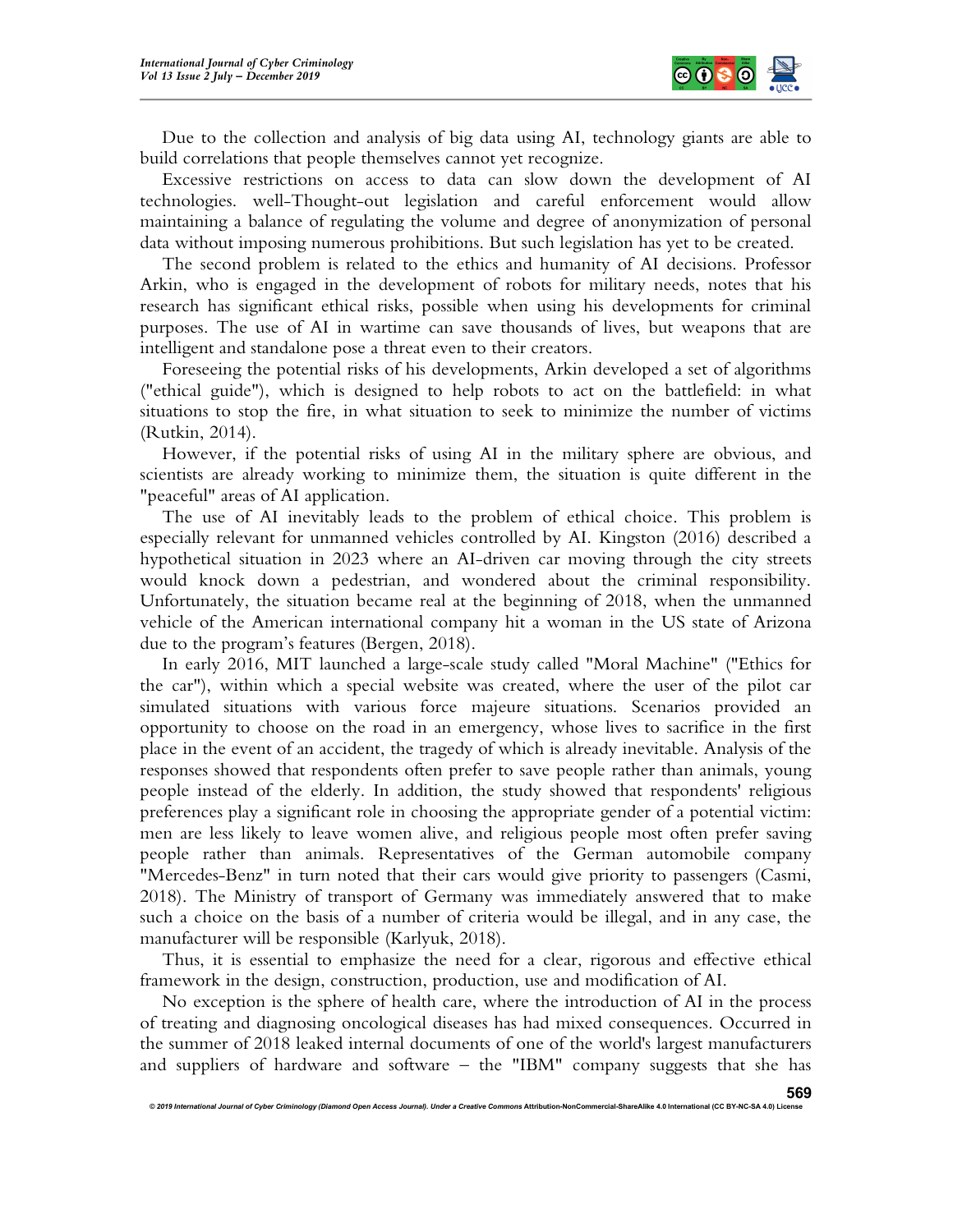Due to the collection and analysis of big data using AI, technology giants are able to build correlations that people themselves cannot yet recognize.

Excessive restrictions on access to data can slow down the development of AI technologies. well-Thought-out legislation and careful enforcement would allow maintaining a balance of regulating the volume and degree of anonymization of personal data without imposing numerous prohibitions. But such legislation has yet to be created.

The second problem is related to the ethics and humanity of AI decisions. Professor Arkin, who is engaged in the development of robots for military needs, notes that his research has significant ethical risks, possible when using his developments for criminal purposes. The use of AI in wartime can save thousands of lives, but weapons that are intelligent and standalone pose a threat even to their creators.

Foreseeing the potential risks of his developments, Arkin developed a set of algorithms ("ethical guide"), which is designed to help robots to act on the battlefield: in what situations to stop the fire, in what situation to seek to minimize the number of victims (Rutkin, 2014).

However, if the potential risks of using AI in the military sphere are obvious, and scientists are already working to minimize them, the situation is quite different in the "peaceful" areas of AI application.

The use of AI inevitably leads to the problem of ethical choice. This problem is especially relevant for unmanned vehicles controlled by AI. Kingston (2016) described a hypothetical situation in 2023 where an AI-driven car moving through the city streets would knock down a pedestrian, and wondered about the criminal responsibility. Unfortunately, the situation became real at the beginning of 2018, when the unmanned vehicle of the American international company hit a woman in the US state of Arizona due to the program's features (Bergen, 2018).

In early 2016, MIT launched a large-scale study called "Moral Machine" ("Ethics for the car"), within which a special website was created, where the user of the pilot car simulated situations with various force majeure situations. Scenarios provided an opportunity to choose on the road in an emergency, whose lives to sacrifice in the first place in the event of an accident, the tragedy of which is already inevitable. Analysis of the responses showed that respondents often prefer to save people rather than animals, young people instead of the elderly. In addition, the study showed that respondents' religious preferences play a significant role in choosing the appropriate gender of a potential victim: men are less likely to leave women alive, and religious people most often prefer saving people rather than animals. Representatives of the German automobile company "Mercedes-Benz" in turn noted that their cars would give priority to passengers (Casmi, 2018). The Ministry of transport of Germany was immediately answered that to make such a choice on the basis of a number of criteria would be illegal, and in any case, the manufacturer will be responsible (Karlyuk, 2018).

Thus, it is essential to emphasize the need for a clear, rigorous and effective ethical framework in the design, construction, production, use and modification of AI.

No exception is the sphere of health care, where the introduction of AI in the process of treating and diagnosing oncological diseases has had mixed consequences. Occurred in the summer of 2018 leaked internal documents of one of the world's largest manufacturers and suppliers of hardware and software – the "IBM" company suggests that she has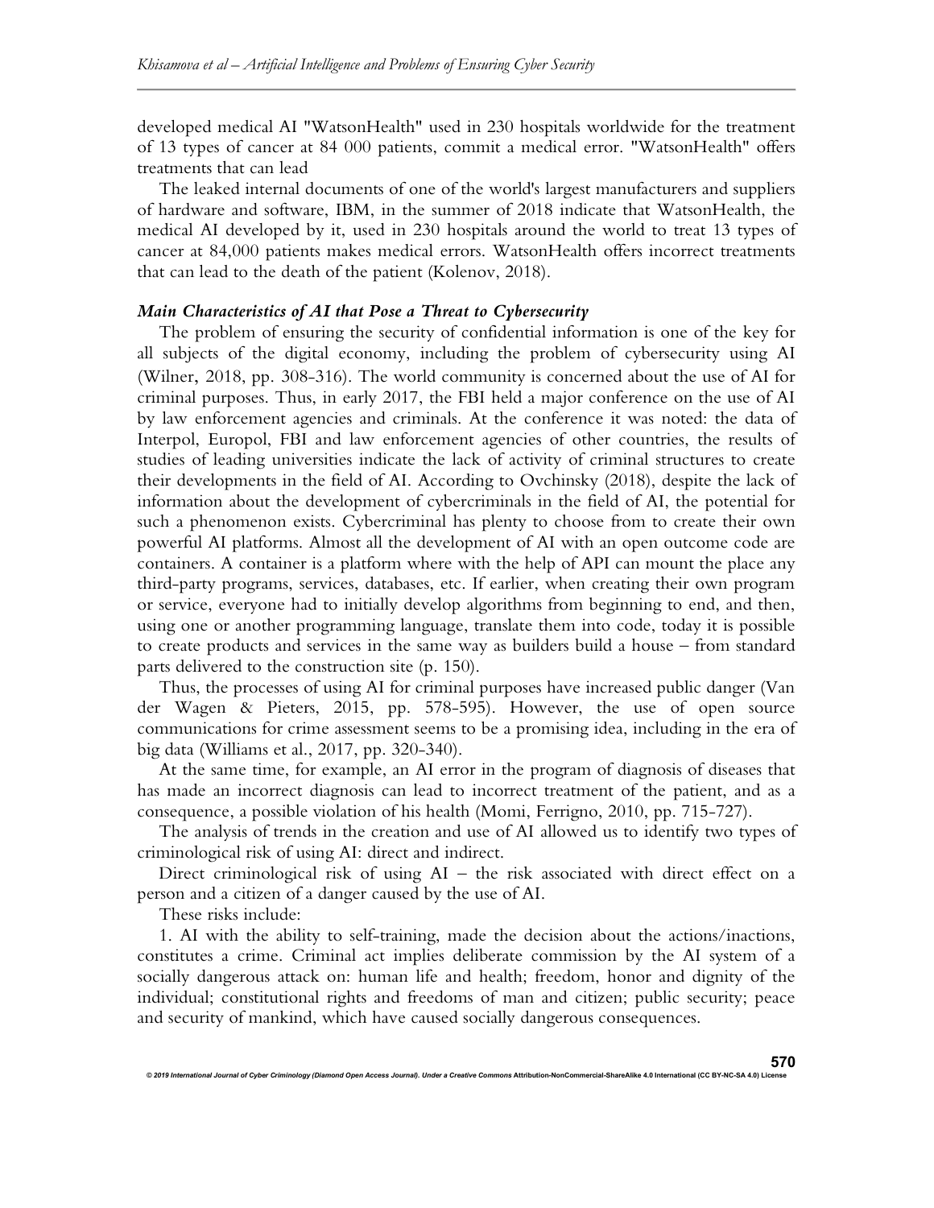developed medical AI "WatsonHealth" used in 230 hospitals worldwide for the treatment of 13 types of cancer at 84 000 patients, commit a medical error. "WatsonHealth" offers treatments that can lead

The leaked internal documents of one of the world's largest manufacturers and suppliers of hardware and software, IBM, in the summer of 2018 indicate that WatsonHealth, the medical AI developed by it, used in 230 hospitals around the world to treat 13 types of cancer at 84,000 patients makes medical errors. WatsonHealth offers incorrect treatments that can lead to the death of the patient (Kolenov, 2018).

### *Main Characteristics of AI that Pose a Threat to Cybersecurity*

The problem of ensuring the security of confidential information is one of the key for all subjects of the digital economy, including the problem of cybersecurity using AI (Wilner, 2018, pp. 308-316). The world community is concerned about the use of AI for criminal purposes. Thus, in early 2017, the FBI held a major conference on the use of AI by law enforcement agencies and criminals. At the conference it was noted: the data of Interpol, Europol, FBI and law enforcement agencies of other countries, the results of studies of leading universities indicate the lack of activity of criminal structures to create their developments in the field of AI. According to Ovchinsky (2018), despite the lack of information about the development of cybercriminals in the field of AI, the potential for such a phenomenon exists. Cybercriminal has plenty to choose from to create their own powerful AI platforms. Almost all the development of AI with an open outcome code are containers. A container is a platform where with the help of API can mount the place any third-party programs, services, databases, etc. If earlier, when creating their own program or service, everyone had to initially develop algorithms from beginning to end, and then, using one or another programming language, translate them into code, today it is possible to create products and services in the same way as builders build a house – from standard parts delivered to the construction site (p. 150).

Thus, the processes of using AI for criminal purposes have increased public danger (Van der Wagen & Pieters, 2015, pp. 578-595). However, the use of open source communications for crime assessment seems to be a promising idea, including in the era of big data (Williams et al., 2017, pp. 320-340).

At the same time, for example, an AI error in the program of diagnosis of diseases that has made an incorrect diagnosis can lead to incorrect treatment of the patient, and as a consequence, a possible violation of his health (Momi, Ferrigno, 2010, pp. 715-727).

The analysis of trends in the creation and use of AI allowed us to identify two types of criminological risk of using AI: direct and indirect.

Direct criminological risk of using AI – the risk associated with direct effect on a person and a citizen of a danger caused by the use of AI.

These risks include:

1. AI with the ability to self-training, made the decision about the actions/inactions, constitutes a crime. Criminal act implies deliberate commission by the AI system of a socially dangerous attack on: human life and health; freedom, honor and dignity of the individual; constitutional rights and freedoms of man and citizen; public security; peace and security of mankind, which have caused socially dangerous consequences.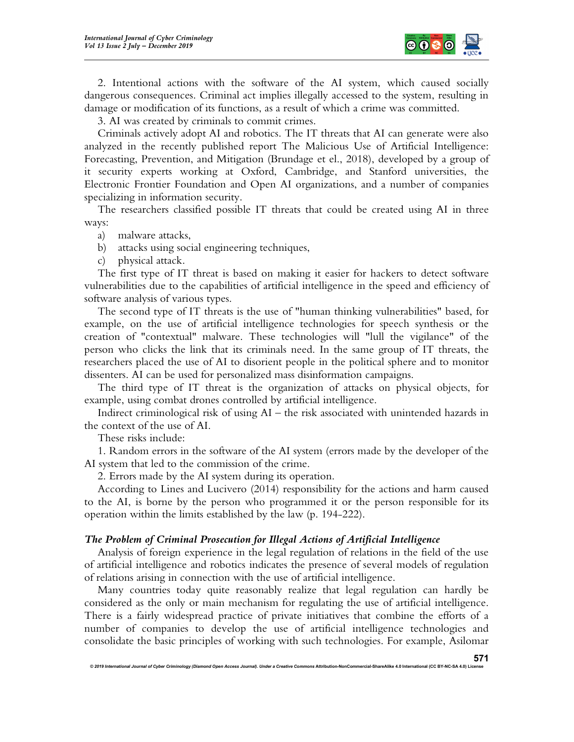2. Intentional actions with the software of the AI system, which caused socially dangerous consequences. Criminal act implies illegally accessed to the system, resulting in damage or modification of its functions, as a result of which a crime was committed.

3. AI was created by criminals to commit crimes.

Criminals actively adopt AI and robotics. The IT threats that AI can generate were also analyzed in the recently published report The Malicious Use of Artificial Intelligence: Forecasting, Prevention, and Mitigation (Brundage et el., 2018), developed by a group of it security experts working at Oxford, Cambridge, and Stanford universities, the Electronic Frontier Foundation and Open AI organizations, and a number of companies specializing in information security.

The researchers classified possible IT threats that could be created using AI in three ways:

a) malware attacks,
b) attacks using social engineering techniques,
c) physical attack.

The first type of IT threat is based on making it easier for hackers to detect software vulnerabilities due to the capabilities of artificial intelligence in the speed and efficiency of software analysis of various types.

The second type of IT threats is the use of "human thinking vulnerabilities" based, for example, on the use of artificial intelligence technologies for speech synthesis or the creation of "contextual" malware. These technologies will "lull the vigilance" of the person who clicks the link that its criminals need. In the same group of IT threats, the researchers placed the use of AI to disorient people in the political sphere and to monitor dissenters. AI can be used for personalized mass disinformation campaigns.

The third type of IT threat is the organization of attacks on physical objects, for example, using combat drones controlled by artificial intelligence.

Indirect criminological risk of using AI – the risk associated with unintended hazards in the context of the use of AI.

These risks include:

1. Random errors in the software of the AI system (errors made by the developer of the AI system that led to the commission of the crime.

2. Errors made by the AI system during its operation.

According to Lines and Lucivero (2014) responsibility for the actions and harm caused to the AI, is borne by the person who programmed it or the person responsible for its operation within the limits established by the law (p. 194-222).

### *The Problem of Criminal Prosecution for Illegal Actions of Artificial Intelligence*

Analysis of foreign experience in the legal regulation of relations in the field of the use of artificial intelligence and robotics indicates the presence of several models of regulation of relations arising in connection with the use of artificial intelligence.

Many countries today quite reasonably realize that legal regulation can hardly be considered as the only or main mechanism for regulating the use of artificial intelligence. There is a fairly widespread practice of private initiatives that combine the efforts of a number of companies to develop the use of artificial intelligence technologies and consolidate the basic principles of working with such technologies. For example, Asilomar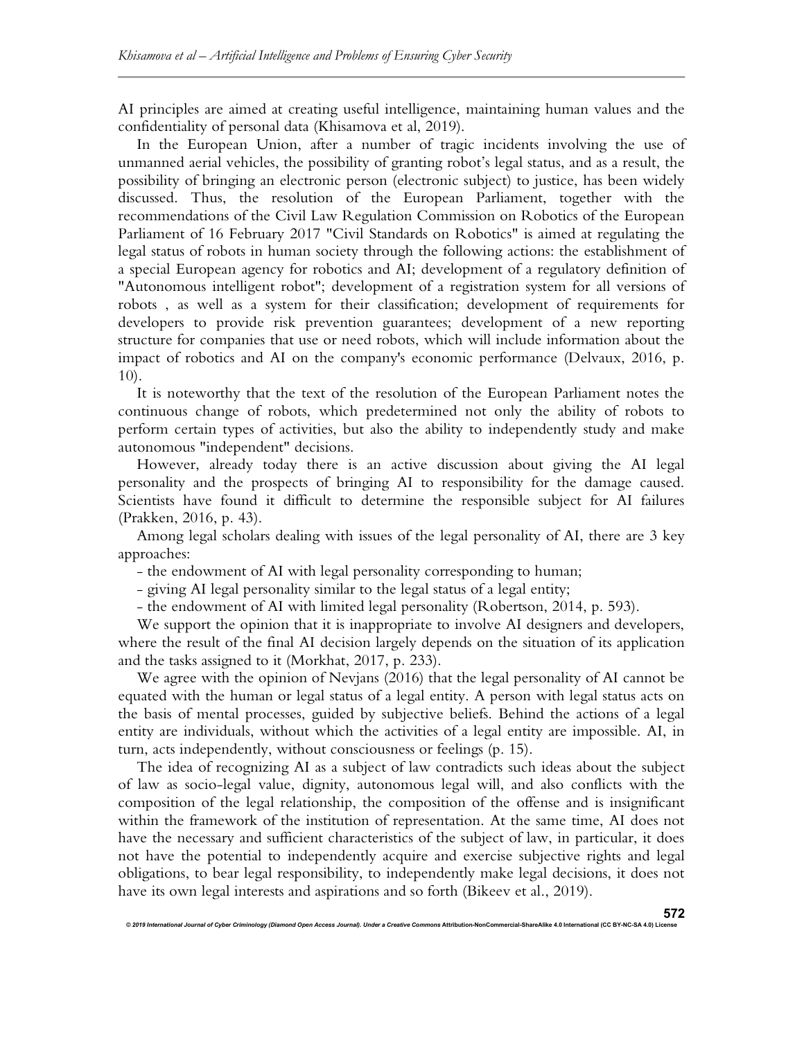AI principles are aimed at creating useful intelligence, maintaining human values and the confidentiality of personal data (Khisamova et al, 2019).

In the European Union, after a number of tragic incidents involving the use of unmanned aerial vehicles, the possibility of granting robot's legal status, and as a result, the possibility of bringing an electronic person (electronic subject) to justice, has been widely discussed. Thus, the resolution of the European Parliament, together with the recommendations of the Civil Law Regulation Commission on Robotics of the European Parliament of 16 February 2017 "Civil Standards on Robotics" is aimed at regulating the legal status of robots in human society through the following actions: the establishment of a special European agency for robotics and AI; development of a regulatory definition of "Autonomous intelligent robot"; development of a registration system for all versions of robots , as well as a system for their classification; development of requirements for developers to provide risk prevention guarantees; development of a new reporting structure for companies that use or need robots, which will include information about the impact of robotics and AI on the company's economic performance (Delvaux, 2016, p. 10).

It is noteworthy that the text of the resolution of the European Parliament notes the continuous change of robots, which predetermined not only the ability of robots to perform certain types of activities, but also the ability to independently study and make autonomous "independent" decisions.

However, already today there is an active discussion about giving the AI legal personality and the prospects of bringing AI to responsibility for the damage caused. Scientists have found it difficult to determine the responsible subject for AI failures (Prakken, 2016, p. 43).

Among legal scholars dealing with issues of the legal personality of AI, there are 3 key approaches:

- the endowment of AI with legal personality corresponding to human;
- giving AI legal personality similar to the legal status of a legal entity;
- the endowment of AI with limited legal personality (Robertson, 2014, p. 593).

We support the opinion that it is inappropriate to involve AI designers and developers, where the result of the final AI decision largely depends on the situation of its application and the tasks assigned to it (Morkhat, 2017, p. 233).

We agree with the opinion of Nevjans (2016) that the legal personality of AI cannot be equated with the human or legal status of a legal entity. A person with legal status acts on the basis of mental processes, guided by subjective beliefs. Behind the actions of a legal entity are individuals, without which the activities of a legal entity are impossible. AI, in turn, acts independently, without consciousness or feelings (p. 15).

The idea of recognizing AI as a subject of law contradicts such ideas about the subject of law as socio-legal value, dignity, autonomous legal will, and also conflicts with the composition of the legal relationship, the composition of the offense and is insignificant within the framework of the institution of representation. At the same time, AI does not have the necessary and sufficient characteristics of the subject of law, in particular, it does not have the potential to independently acquire and exercise subjective rights and legal obligations, to bear legal responsibility, to independently make legal decisions, it does not have its own legal interests and aspirations and so forth (Bikeev et al., 2019).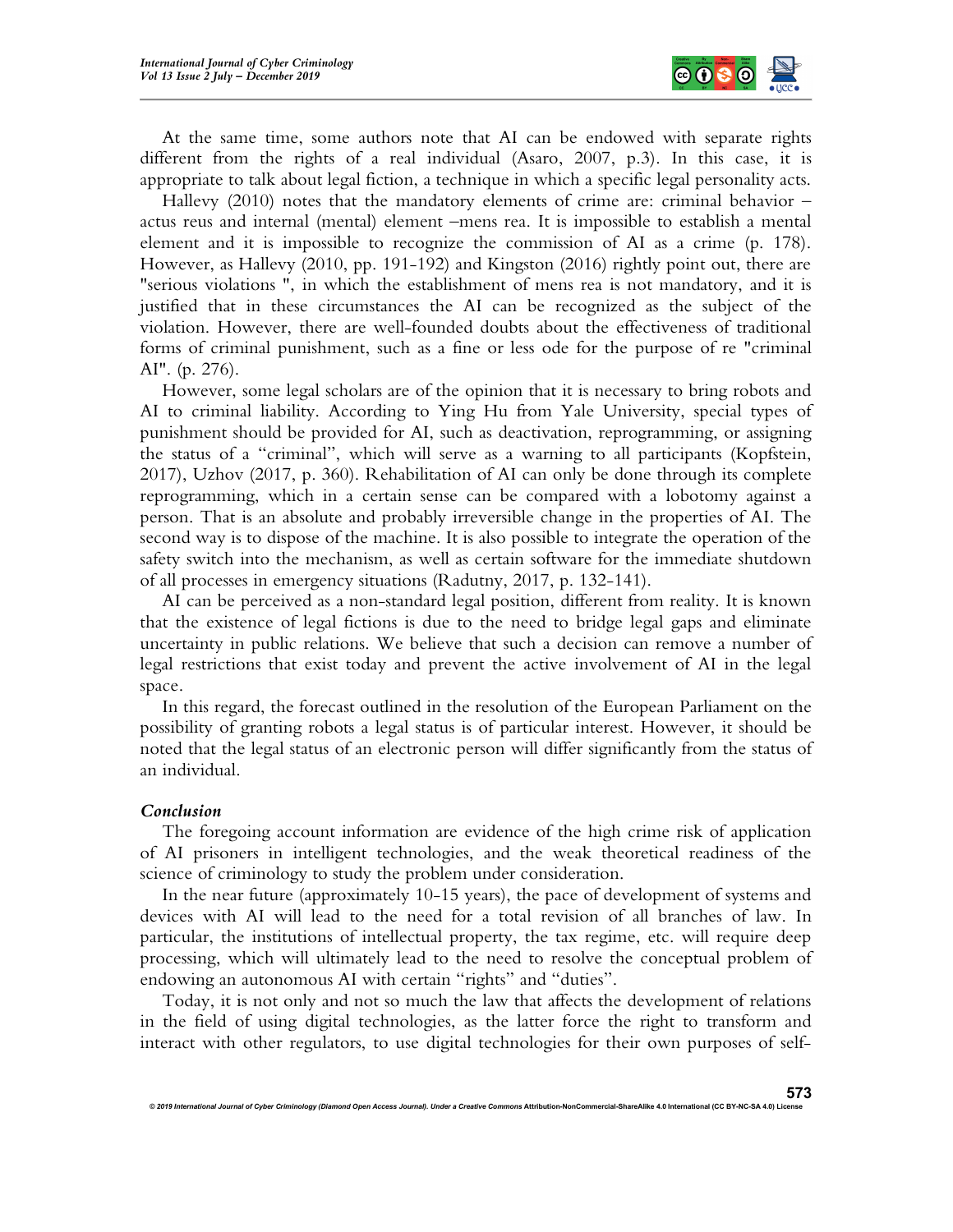At the same time, some authors note that AI can be endowed with separate rights different from the rights of a real individual (Asaro, 2007, p.3). In this case, it is appropriate to talk about legal fiction, a technique in which a specific legal personality acts.

Hallevy (2010) notes that the mandatory elements of crime are: criminal behavior – actus reus and internal (mental) element –mens rea. It is impossible to establish a mental element and it is impossible to recognize the commission of AI as a crime (p. 178). However, as Hallevy (2010, pp. 191-192) and Kingston (2016) rightly point out, there are "serious violations ", in which the establishment of mens rea is not mandatory, and it is justified that in these circumstances the AI can be recognized as the subject of the violation. However, there are well-founded doubts about the effectiveness of traditional forms of criminal punishment, such as a fine or less ode for the purpose of re "criminal AI". (p. 276).

However, some legal scholars are of the opinion that it is necessary to bring robots and AI to criminal liability. According to Ying Hu from Yale University, special types of punishment should be provided for AI, such as deactivation, reprogramming, or assigning the status of a "criminal", which will serve as a warning to all participants (Kopfstein, 2017), Uzhov (2017, p. 360). Rehabilitation of AI can only be done through its complete reprogramming, which in a certain sense can be compared with a lobotomy against a person. That is an absolute and probably irreversible change in the properties of AI. The second way is to dispose of the machine. It is also possible to integrate the operation of the safety switch into the mechanism, as well as certain software for the immediate shutdown of all processes in emergency situations (Radutny, 2017, p. 132-141).

AI can be perceived as a non-standard legal position, different from reality. It is known that the existence of legal fictions is due to the need to bridge legal gaps and eliminate uncertainty in public relations. We believe that such a decision can remove a number of legal restrictions that exist today and prevent the active involvement of AI in the legal space.

In this regard, the forecast outlined in the resolution of the European Parliament on the possibility of granting robots a legal status is of particular interest. However, it should be noted that the legal status of an electronic person will differ significantly from the status of an individual.

### *Conclusion*

The foregoing account information are evidence of the high crime risk of application of AI prisoners in intelligent technologies, and the weak theoretical readiness of the science of criminology to study the problem under consideration.

In the near future (approximately 10-15 years), the pace of development of systems and devices with AI will lead to the need for a total revision of all branches of law. In particular, the institutions of intellectual property, the tax regime, etc. will require deep processing, which will ultimately lead to the need to resolve the conceptual problem of endowing an autonomous AI with certain "rights" and "duties".

Today, it is not only and not so much the law that affects the development of relations in the field of using digital technologies, as the latter force the right to transform and interact with other regulators, to use digital technologies for their own purposes of self-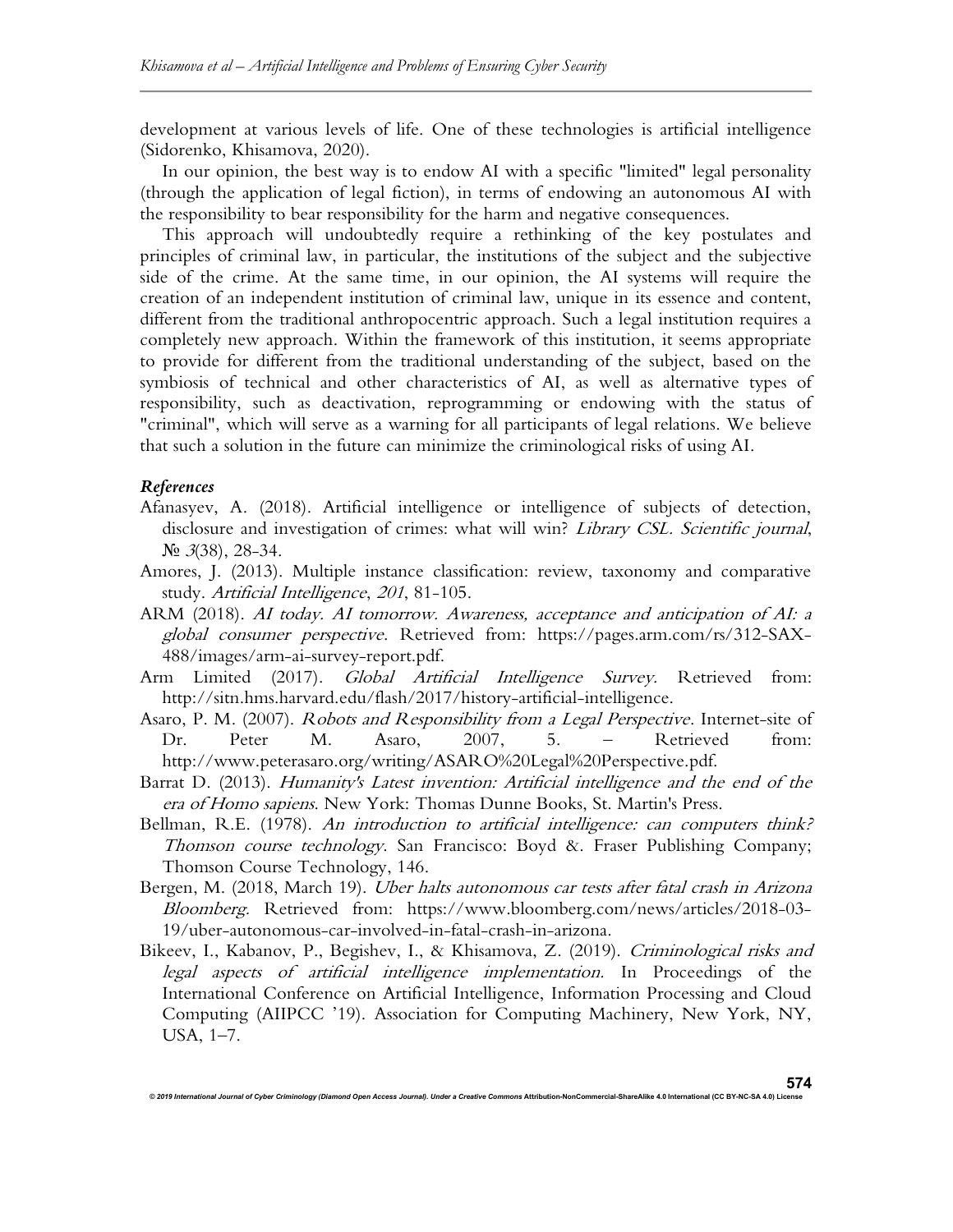development at various levels of life. One of these technologies is artificial intelligence (Sidorenko, Khisamova, 2020).

In our opinion, the best way is to endow AI with a specific "limited" legal personality (through the application of legal fiction), in terms of endowing an autonomous AI with the responsibility to bear responsibility for the harm and negative consequences.

This approach will undoubtedly require a rethinking of the key postulates and principles of criminal law, in particular, the institutions of the subject and the subjective side of the crime. At the same time, in our opinion, the AI systems will require the creation of an independent institution of criminal law, unique in its essence and content, different from the traditional anthropocentric approach. Such a legal institution requires a completely new approach. Within the framework of this institution, it seems appropriate to provide for different from the traditional understanding of the subject, based on the symbiosis of technical and other characteristics of AI, as well as alternative types of responsibility, such as deactivation, reprogramming or endowing with the status of "criminal", which will serve as a warning for all participants of legal relations. We believe that such a solution in the future can minimize the criminological risks of using AI.

### *References*

Afanasyev, A. (2018). Artificial intelligence or intelligence of subjects of detection, disclosure and investigation of crimes: what will win? *Library CSL. Scientific journal*, № *3*(38), 28-34.

Amores, J. (2013). Multiple instance classification: review, taxonomy and comparative study. *Artificial Intelligence*, *201*, 81-105.

ARM (2018). *AI today. AI tomorrow. Awareness, acceptance and anticipation of AI: a global consumer perspective*. Retrieved from: https://pages.arm.com/rs/312-SAX-488/images/arm-ai-survey-report.pdf.

Arm Limited (2017). *Global Artificial Intelligence Survey*. Retrieved from: http://sitn.hms.harvard.edu/flash/2017/history-artificial-intelligence.

Asaro, P. M. (2007). *Robots and Responsibility from a Legal Perspective*. Internet-site of Dr. Peter M. Asaro, 2007, 5. – Retrieved from: http://www.peterasaro.org/writing/ASARO%20Legal%20Perspective.pdf.

Barrat D. (2013). *Humanity's Latest invention: Artificial intelligence and the end of the era of Homo sapiens*. New York: Thomas Dunne Books, St. Martin's Press.

Bellman, R.E. (1978). *An introduction to artificial intelligence: can computers think? Thomson course technology*. San Francisco: Boyd &. Fraser Publishing Company; Thomson Course Technology, 146.

Bergen, M. (2018, March 19). *Uber halts autonomous car tests after fatal crash in Arizona Bloomberg*. Retrieved from: https://www.bloomberg.com/news/articles/2018-03-19/uber-autonomous-car-involved-in-fatal-crash-in-arizona.

Bikeev, I., Kabanov, P., Begishev, I., & Khisamova, Z. (2019). *Criminological risks and legal aspects of artificial intelligence implementation.* In Proceedings of the International Conference on Artificial Intelligence, Information Processing and Cloud Computing (AIIPCC '19). Association for Computing Machinery, New York, NY, USA, 1–7.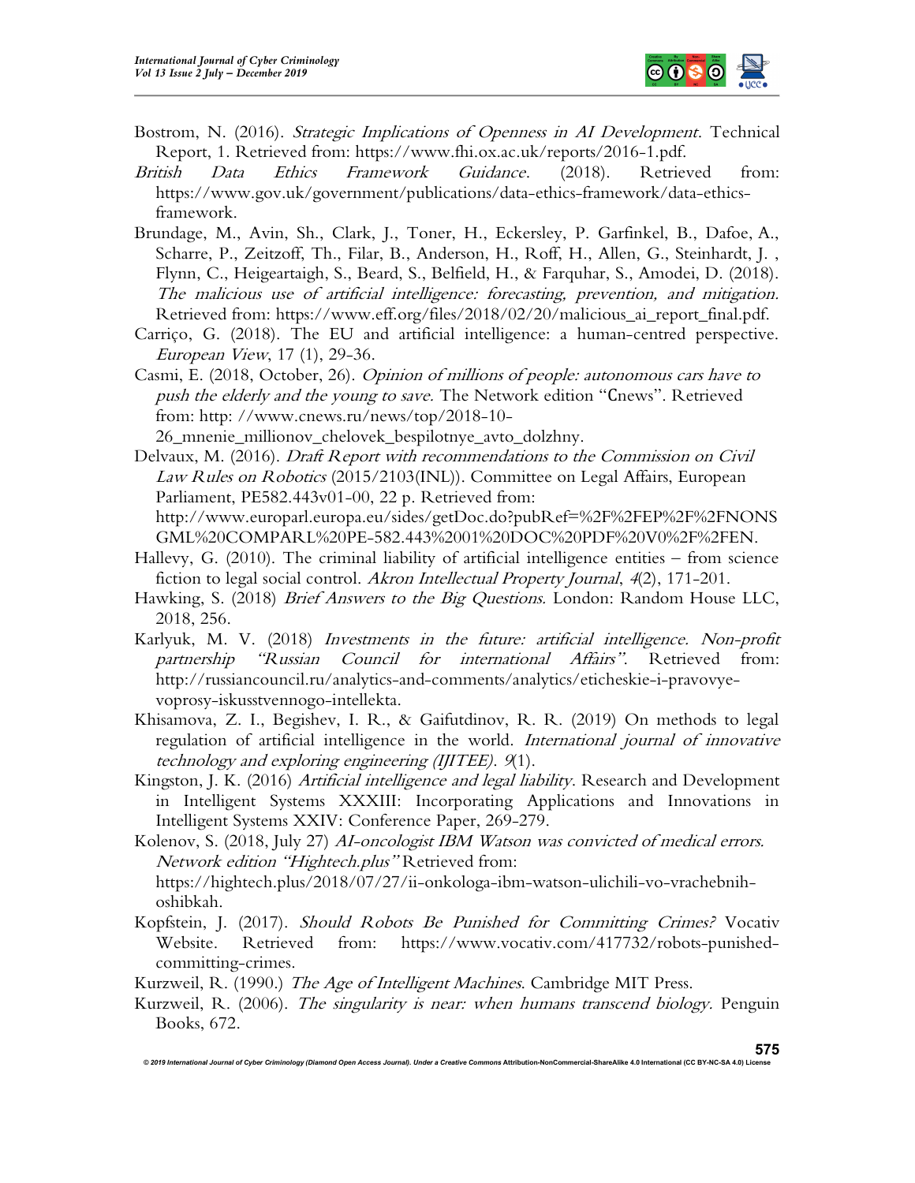Bostrom, N. (2016). *Strategic Implications of Openness in AI Development*. Technical Report, 1. Retrieved from: https://www.fhi.ox.ac.uk/reports/2016-1.pdf.

*British Data Ethics Framework Guidance*. (2018). Retrieved from: https://www.gov.uk/government/publications/data-ethics-framework/data-ethics-framework.

Brundage, M., Avin, Sh., Clark, J., Toner, H., Eckersley, P. Garfinkel, B., Dafoe, A., Scharre, P., Zeitzoff, Th., Filar, B., Anderson, H., Roff, H., Allen, G., Steinhardt, J. , Flynn, C., Heigeartaigh, S., Beard, S., Belfield, H., & Farquhar, S., Amodei, D. (2018). *The malicious use of artificial intelligence: forecasting, prevention, and mitigation.* Retrieved from: https://www.eff.org/files/2018/02/20/malicious_ai_report_final.pdf.

Carriço, G. (2018). The EU and artificial intelligence: a human-centred perspective. *European View*, 17 (1), 29-36.

Casmi, E. (2018, October, 26). *Opinion of millions of people: autonomous cars have to push the elderly and the young to save.* The Network edition "Cnews". Retrieved from: http: //www.cnews.ru/news/top/2018-10-26_mnenie_millionov_chelovek_bespilotnye_avto_dolzhny.

Delvaux, M. (2016). *Draft Report with recommendations to the Commission on Civil Law Rules on Robotics* (2015/2103(INL)). Committee on Legal Affairs, European Parliament, PE582.443v01-00, 22 p. Retrieved from: http://www.europarl.europa.eu/sides/getDoc.do?pubRef=%2F%2FEP%2F%2FNONSGML%20COMPARL%20PE-582.443%2001%20DOC%20PDF%20V0%2F%2FEN.

Hallevy, G. (2010). The criminal liability of artificial intelligence entities – from science fiction to legal social control. *Akron Intellectual Property Journal*, *4*(2), 171-201.

Hawking, S. (2018) *Brief Answers to the Big Questions*. London: Random House LLC, 2018, 256.

Karlyuk, M. V. (2018) *Investments in the future: artificial intelligence. Non-profit partnership "Russian Council for international Affairs"*. Retrieved from: http://russiancouncil.ru/analytics-and-comments/analytics/eticheskie-i-pravovye-voprosy-iskusstvennogo-intellekta.

Khisamova, Z. I., Begishev, I. R., & Gaifutdinov, R. R. (2019) On methods to legal regulation of artificial intelligence in the world. *International journal of innovative technology and exploring engineering (IJITEE)*. *9*(1).

Kingston, J. K. (2016) *Artificial intelligence and legal liability*. Research and Development in Intelligent Systems XXXIII: Incorporating Applications and Innovations in Intelligent Systems XXIV: Conference Paper, 269-279.

Kolenov, S. (2018, July 27) *AI-oncologist IBM Watson was convicted of medical errors. Network edition "Hightech.plus"* Retrieved from: https://hightech.plus/2018/07/27/ii-onkologa-ibm-watson-ulichili-vo-vrachebnih-oshibkah.

Kopfstein, J. (2017). *Should Robots Be Punished for Committing Crimes?* Vocativ Website. Retrieved from: https://www.vocativ.com/417732/robots-punished-committing-crimes.

Kurzweil, R. (1990.) *The Age of Intelligent Machines*. Cambridge MIT Press.

Kurzweil, R. (2006). *The singularity is near: when humans transcend biology*. Penguin Books, 672.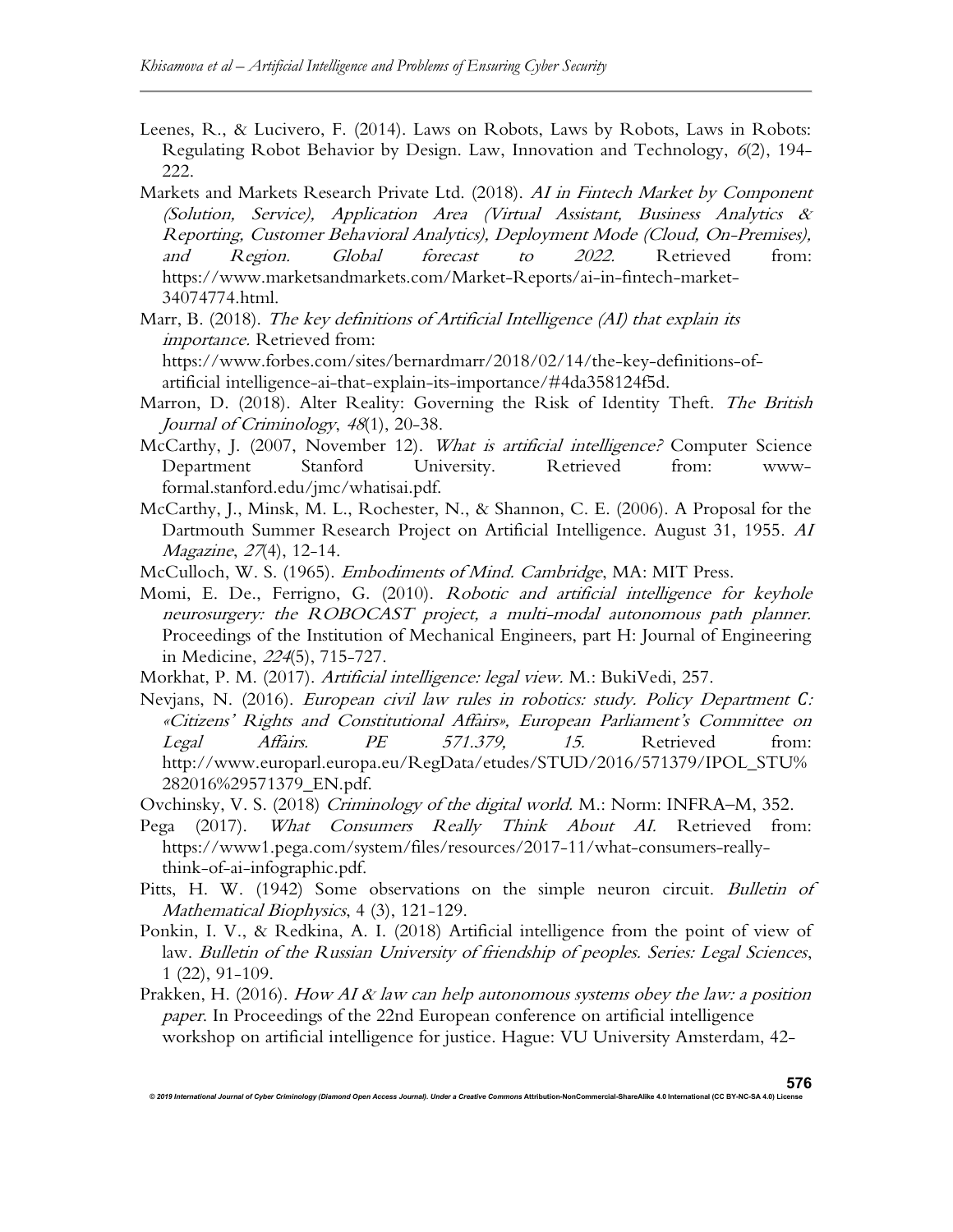Leenes, R., & Lucivero, F. (2014). Laws on Robots, Laws by Robots, Laws in Robots: Regulating Robot Behavior by Design. Law, Innovation and Technology, *6*(2), 194-222.

Markets and Markets Research Private Ltd. (2018). *AI in Fintech Market by Component (Solution, Service), Application Area (Virtual Assistant, Business Analytics & Reporting, Customer Behavioral Analytics), Deployment Mode (Cloud, On-Premises), and Region. Global forecast to 2022.* Retrieved from: https://www.marketsandmarkets.com/Market-Reports/ai-in-fintech-market-34074774.html.

Marr, B. (2018). *The key definitions of Artificial Intelligence (AI) that explain its importance.* Retrieved from: https://www.forbes.com/sites/bernardmarr/2018/02/14/the-key-definitions-of-artificial intelligence-ai-that-explain-its-importance/#4da358124f5d.

Marron, D. (2018). Alter Reality: Governing the Risk of Identity Theft. *The British Journal of Criminology*, *48*(1), 20-38.

McCarthy, J. (2007, November 12). *What is artificial intelligence?* Computer Science Department Stanford University. Retrieved from: www-formal.stanford.edu/jmc/whatisai.pdf.

McCarthy, J., Minsk, M. L., Rochester, N., & Shannon, C. E. (2006). A Proposal for the Dartmouth Summer Research Project on Artificial Intelligence. August 31, 1955. *AI Magazine*, *27*(4), 12-14.

McCulloch, W. S. (1965). *Embodiments of Mind. Cambridge*, MA: MIT Press.

Momi, E. De., Ferrigno, G. (2010). *Robotic and artificial intelligence for keyhole neurosurgery: the ROBOCAST project, a multi-modal autonomous path planner.* Proceedings of the Institution of Mechanical Engineers, part H: Journal of Engineering in Medicine, *224*(5), 715-727.

Morkhat, P. M. (2017). *Artificial intelligence: legal view.* M.: BukiVedi, 257.

Nevjans, N. (2016). *European civil law rules in robotics: study. Policy Department C: «Citizens' Rights and Constitutional Affairs», European Parliament's Committee on Legal Affairs. PE 571.379, 15.* Retrieved from: http://www.europarl.europa.eu/RegData/etudes/STUD/2016/571379/IPOL_STU%282016%29571379_EN.pdf.

Ovchinsky, V. S. (2018) *Criminology of the digital world.* M.: Norm: INFRA–M, 352.

Pega (2017). *What Consumers Really Think About AI.* Retrieved from: https://www1.pega.com/system/files/resources/2017-11/what-consumers-really-think-of-ai-infographic.pdf.

Pitts, H. W. (1942) Some observations on the simple neuron circuit. *Bulletin of Mathematical Biophysics*, 4 (3), 121-129.

Ponkin, I. V., & Redkina, A. I. (2018) Artificial intelligence from the point of view of law. *Bulletin of the Russian University of friendship of peoples. Series: Legal Sciences*, 1 (22), 91-109.

Prakken, H. (2016). *How AI & law can help autonomous systems obey the law: a position paper*. In Proceedings of the 22nd European conference on artificial intelligence workshop on artificial intelligence for justice. Hague: VU University Amsterdam, 42-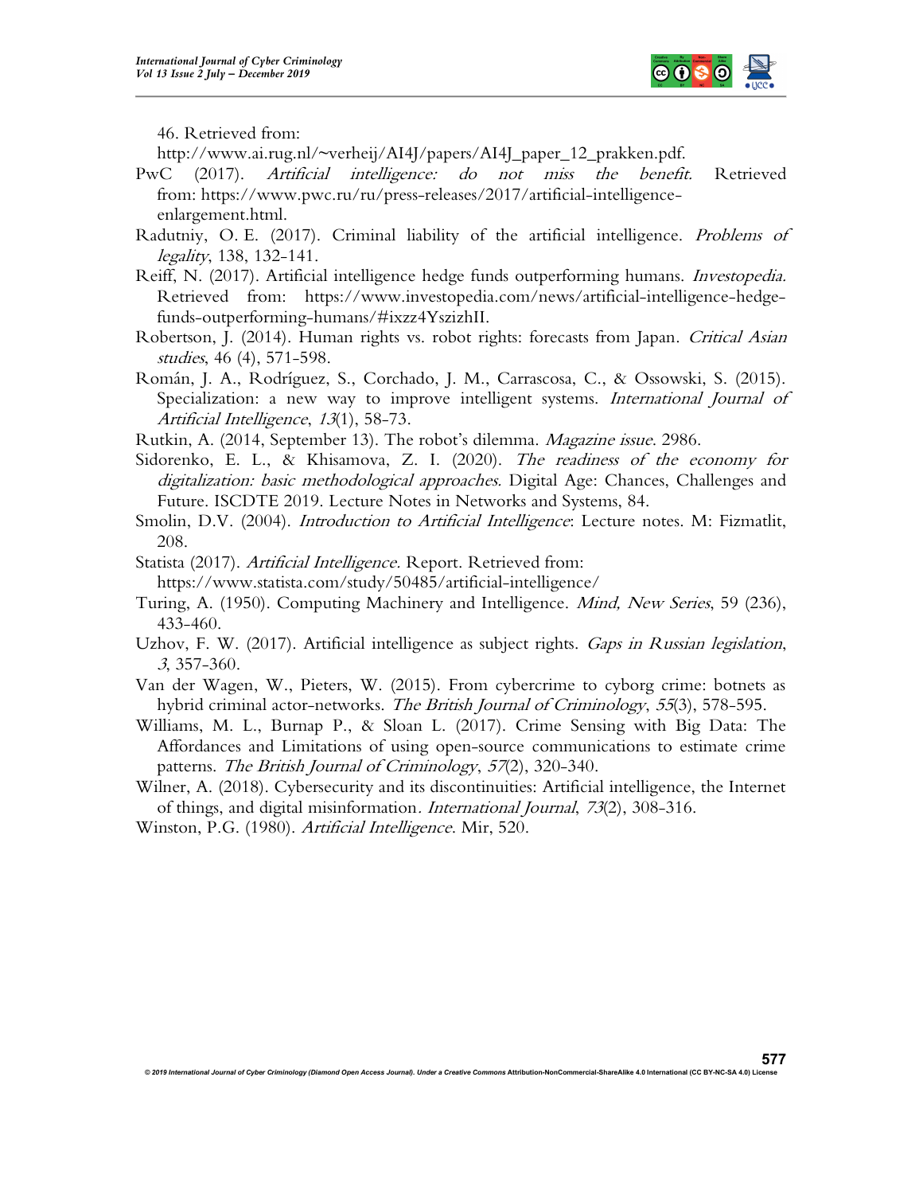46. Retrieved from: http://www.ai.rug.nl/~verheij/AI4J/papers/AI4J_paper_12_prakken.pdf.

PwC (2017). *Artificial intelligence: do not miss the benefit.* Retrieved from: https://www.pwc.ru/ru/press-releases/2017/artificial-intelligence-enlargement.html.

Radutniy, O. E. (2017). Criminal liability of the artificial intelligence. *Problems of legality*, 138, 132-141.

Reiff, N. (2017). Artificial intelligence hedge funds outperforming humans. *Investopedia.* Retrieved from: https://www.investopedia.com/news/artificial-intelligence-hedge-funds-outperforming-humans/#ixzz4YszizhII.

Robertson, J. (2014). Human rights vs. robot rights: forecasts from Japan. *Critical Asian studies*, 46 (4), 571-598.

Román, J. A., Rodríguez, S., Corchado, J. M., Carrascosa, C., & Ossowski, S. (2015). Specialization: a new way to improve intelligent systems. *International Journal of Artificial Intelligence*, *13*(1), 58-73.

Rutkin, A. (2014, September 13). The robot's dilemma. *Magazine issue*. 2986.

Sidorenko, E. L., & Khisamova, Z. I. (2020). *The readiness of the economy for digitalization: basic methodological approaches*. Digital Age: Chances, Challenges and Future. ISCDTE 2019. Lecture Notes in Networks and Systems, 84.

Smolin, D.V. (2004). *Introduction to Artificial Intelligence*: Lecture notes. M: Fizmatlit, 208.

Statista (2017). *Artificial Intelligence.* Report. Retrieved from: https://www.statista.com/study/50485/artificial-intelligence/

Turing, A. (1950). Computing Machinery and Intelligence. *Mind, New Series*, 59 (236), 433-460.

Uzhov, F. W. (2017). Artificial intelligence as subject rights. *Gaps in Russian legislation*, *3*, 357-360.

Van der Wagen, W., Pieters, W. (2015). From cybercrime to cyborg crime: botnets as hybrid criminal actor-networks. *The British Journal of Criminology*, *55*(3), 578-595.

Williams, M. L., Burnap P., & Sloan L. (2017). Crime Sensing with Big Data: The Affordances and Limitations of using open-source communications to estimate crime patterns. *The British Journal of Criminology*, *57*(2), 320-340.

Wilner, A. (2018). Cybersecurity and its discontinuities: Artificial intelligence, the Internet of things, and digital misinformation. *International Journal*, *73*(2), 308-316.

Winston, P.G. (1980). *Artificial Intelligence*. Mir, 520.